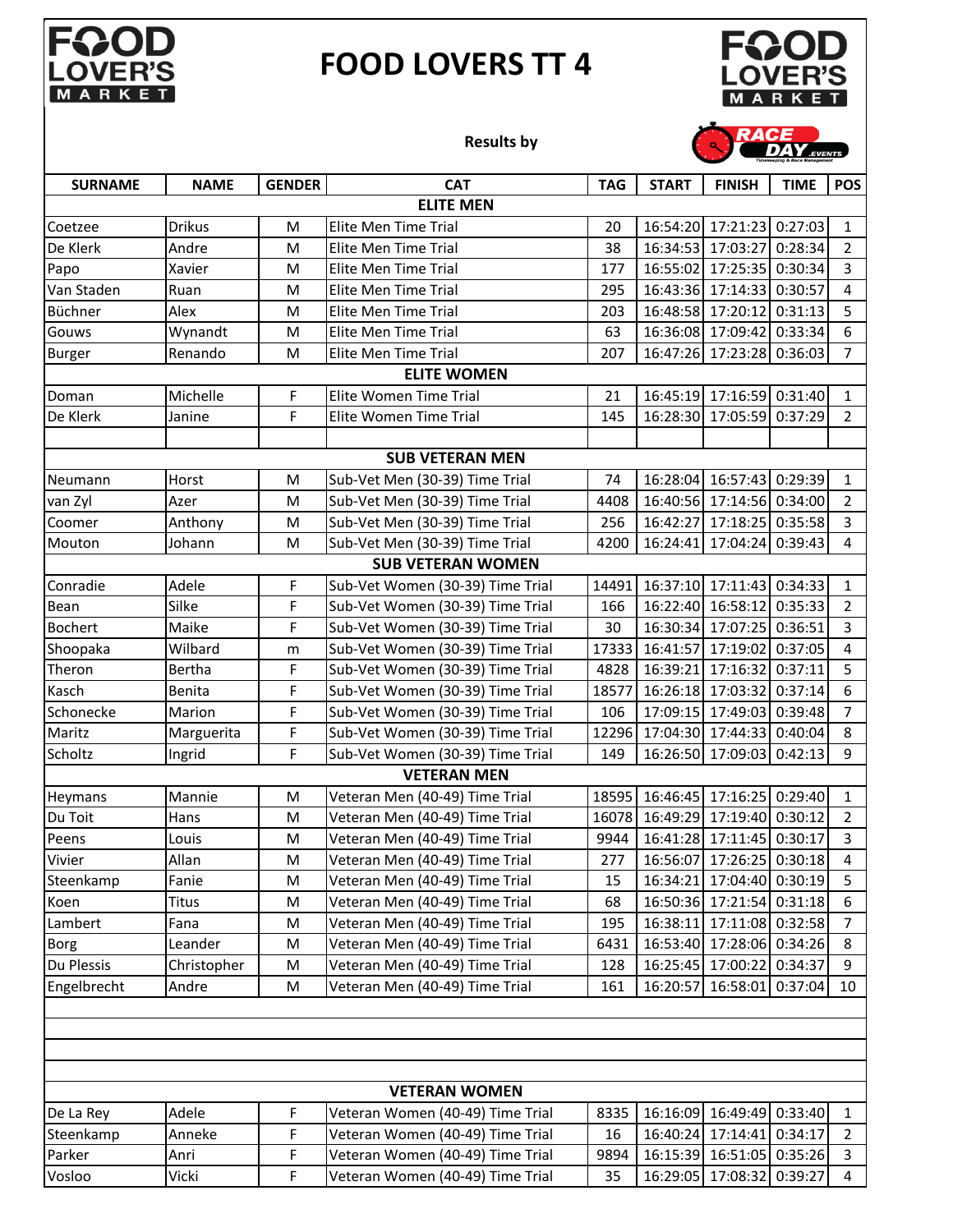# FOOD LOVERS TT 4

Results by

| SURNAME | NAME | GENDER | CAT | TAG | START | FINISH | TIME | POS |
|---|---|---|---|---|---|---|---|---|
| **ELITE MEN** | | | | | | | | |
| Coetzee | Drikus | M | Elite Men Time Trial | 20 | 16:54:20 | 17:21:23 | 0:27:03 | 1 |
| De Klerk | Andre | M | Elite Men Time Trial | 38 | 16:34:53 | 17:03:27 | 0:28:34 | 2 |
| Papo | Xavier | M | Elite Men Time Trial | 177 | 16:55:02 | 17:25:35 | 0:30:34 | 3 |
| Van Staden | Ruan | M | Elite Men Time Trial | 295 | 16:43:36 | 17:14:33 | 0:30:57 | 4 |
| Büchner | Alex | M | Elite Men Time Trial | 203 | 16:48:58 | 17:20:12 | 0:31:13 | 5 |
| Gouws | Wynandt | M | Elite Men Time Trial | 63 | 16:36:08 | 17:09:42 | 0:33:34 | 6 |
| Burger | Renando | M | Elite Men Time Trial | 207 | 16:47:26 | 17:23:28 | 0:36:03 | 7 |
| **ELITE WOMEN** | | | | | | | | |
| Doman | Michelle | F | Elite Women Time Trial | 21 | 16:45:19 | 17:16:59 | 0:31:40 | 1 |
| De Klerk | Janine | F | Elite Women Time Trial | 145 | 16:28:30 | 17:05:59 | 0:37:29 | 2 |
| | | | | | | | | |
| **SUB VETERAN MEN** | | | | | | | | |
| Neumann | Horst | M | Sub-Vet Men (30-39) Time Trial | 74 | 16:28:04 | 16:57:43 | 0:29:39 | 1 |
| van Zyl | Azer | M | Sub-Vet Men (30-39) Time Trial | 4408 | 16:40:56 | 17:14:56 | 0:34:00 | 2 |
| Coomer | Anthony | M | Sub-Vet Men (30-39) Time Trial | 256 | 16:42:27 | 17:18:25 | 0:35:58 | 3 |
| Mouton | Johann | M | Sub-Vet Men (30-39) Time Trial | 4200 | 16:24:41 | 17:04:24 | 0:39:43 | 4 |
| **SUB VETERAN WOMEN** | | | | | | | | |
| Conradie | Adele | F | Sub-Vet Women (30-39) Time Trial | 14491 | 16:37:10 | 17:11:43 | 0:34:33 | 1 |
| Bean | Silke | F | Sub-Vet Women (30-39) Time Trial | 166 | 16:22:40 | 16:58:12 | 0:35:33 | 2 |
| Bochert | Maike | F | Sub-Vet Women (30-39) Time Trial | 30 | 16:30:34 | 17:07:25 | 0:36:51 | 3 |
| Shoopaka | Wilbard | m | Sub-Vet Women (30-39) Time Trial | 17333 | 16:41:57 | 17:19:02 | 0:37:05 | 4 |
| Theron | Bertha | F | Sub-Vet Women (30-39) Time Trial | 4828 | 16:39:21 | 17:16:32 | 0:37:11 | 5 |
| Kasch | Benita | F | Sub-Vet Women (30-39) Time Trial | 18577 | 16:26:18 | 17:03:32 | 0:37:14 | 6 |
| Schonecke | Marion | F | Sub-Vet Women (30-39) Time Trial | 106 | 17:09:15 | 17:49:03 | 0:39:48 | 7 |
| Maritz | Marguerita | F | Sub-Vet Women (30-39) Time Trial | 12296 | 17:04:30 | 17:44:33 | 0:40:04 | 8 |
| Scholtz | Ingrid | F | Sub-Vet Women (30-39) Time Trial | 149 | 16:26:50 | 17:09:03 | 0:42:13 | 9 |
| **VETERAN MEN** | | | | | | | | |
| Heymans | Mannie | M | Veteran Men (40-49) Time Trial | 18595 | 16:46:45 | 17:16:25 | 0:29:40 | 1 |
| Du Toit | Hans | M | Veteran Men (40-49) Time Trial | 16078 | 16:49:29 | 17:19:40 | 0:30:12 | 2 |
| Peens | Louis | M | Veteran Men (40-49) Time Trial | 9944 | 16:41:28 | 17:11:45 | 0:30:17 | 3 |
| Vivier | Allan | M | Veteran Men (40-49) Time Trial | 277 | 16:56:07 | 17:26:25 | 0:30:18 | 4 |
| Steenkamp | Fanie | M | Veteran Men (40-49) Time Trial | 15 | 16:34:21 | 17:04:40 | 0:30:19 | 5 |
| Koen | Titus | M | Veteran Men (40-49) Time Trial | 68 | 16:50:36 | 17:21:54 | 0:31:18 | 6 |
| Lambert | Fana | M | Veteran Men (40-49) Time Trial | 195 | 16:38:11 | 17:11:08 | 0:32:58 | 7 |
| Borg | Leander | M | Veteran Men (40-49) Time Trial | 6431 | 16:53:40 | 17:28:06 | 0:34:26 | 8 |
| Du Plessis | Christopher | M | Veteran Men (40-49) Time Trial | 128 | 16:25:45 | 17:00:22 | 0:34:37 | 9 |
| Engelbrecht | Andre | M | Veteran Men (40-49) Time Trial | 161 | 16:20:57 | 16:58:01 | 0:37:04 | 10 |
| **VETERAN WOMEN** | | | | | | | | |
| De La Rey | Adele | F | Veteran Women (40-49) Time Trial | 8335 | 16:16:09 | 16:49:49 | 0:33:40 | 1 |
| Steenkamp | Anneke | F | Veteran Women (40-49) Time Trial | 16 | 16:40:24 | 17:14:41 | 0:34:17 | 2 |
| Parker | Anri | F | Veteran Women (40-49) Time Trial | 9894 | 16:15:39 | 16:51:05 | 0:35:26 | 3 |
| Vosloo | Vicki | F | Veteran Women (40-49) Time Trial | 35 | 16:29:05 | 17:08:32 | 0:39:27 | 4 |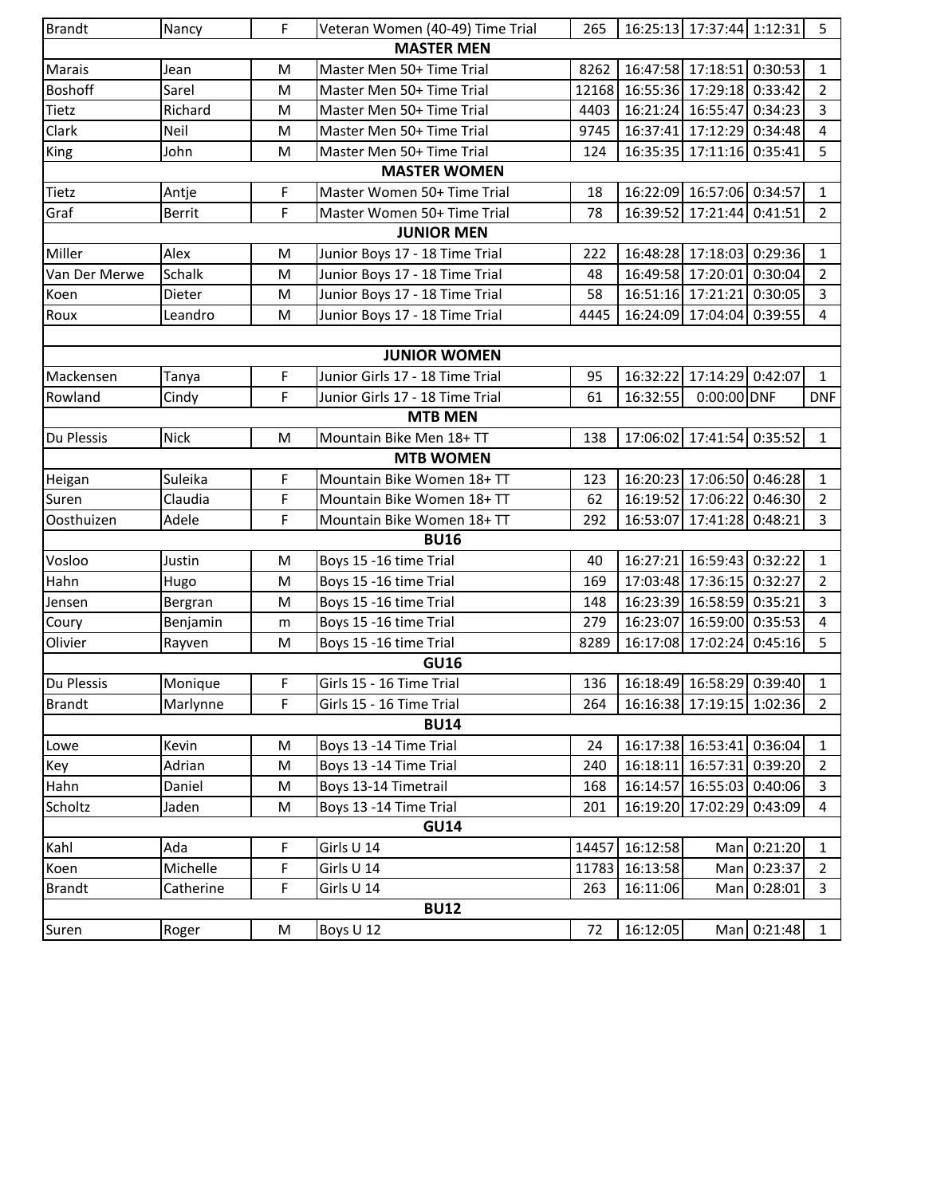| | | | | | | | | |
|---|---|---|---|---|---|---|---|---|
| Brandt | Nancy | F | Veteran Women (40-49) Time Trial | 265 | 16:25:13 | 17:37:44 | 1:12:31 | 5 |
| **MASTER MEN** | | | | | | | | |
| Marais | Jean | M | Master Men 50+ Time Trial | 8262 | 16:47:58 | 17:18:51 | 0:30:53 | 1 |
| Boshoff | Sarel | M | Master Men 50+ Time Trial | 12168 | 16:55:36 | 17:29:18 | 0:33:42 | 2 |
| Tietz | Richard | M | Master Men 50+ Time Trial | 4403 | 16:21:24 | 16:55:47 | 0:34:23 | 3 |
| Clark | Neil | M | Master Men 50+ Time Trial | 9745 | 16:37:41 | 17:12:29 | 0:34:48 | 4 |
| King | John | M | Master Men 50+ Time Trial | 124 | 16:35:35 | 17:11:16 | 0:35:41 | 5 |
| **MASTER WOMEN** | | | | | | | | |
| Tietz | Antje | F | Master Women 50+ Time Trial | 18 | 16:22:09 | 16:57:06 | 0:34:57 | 1 |
| Graf | Berrit | F | Master Women 50+ Time Trial | 78 | 16:39:52 | 17:21:44 | 0:41:51 | 2 |
| **JUNIOR MEN** | | | | | | | | |
| Miller | Alex | M | Junior Boys 17 - 18 Time Trial | 222 | 16:48:28 | 17:18:03 | 0:29:36 | 1 |
| Van Der Merwe | Schalk | M | Junior Boys 17 - 18 Time Trial | 48 | 16:49:58 | 17:20:01 | 0:30:04 | 2 |
| Koen | Dieter | M | Junior Boys 17 - 18 Time Trial | 58 | 16:51:16 | 17:21:21 | 0:30:05 | 3 |
| Roux | Leandro | M | Junior Boys 17 - 18 Time Trial | 4445 | 16:24:09 | 17:04:04 | 0:39:55 | 4 |
| | | | | | | | | |
| **JUNIOR WOMEN** | | | | | | | | |
| Mackensen | Tanya | F | Junior Girls 17 - 18 Time Trial | 95 | 16:32:22 | 17:14:29 | 0:42:07 | 1 |
| Rowland | Cindy | F | Junior Girls 17 - 18 Time Trial | 61 | 16:32:55 | 0:00:00 | DNF | DNF |
| **MTB MEN** | | | | | | | | |
| Du Plessis | Nick | M | Mountain Bike Men 18+ TT | 138 | 17:06:02 | 17:41:54 | 0:35:52 | 1 |
| **MTB WOMEN** | | | | | | | | |
| Heigan | Suleika | F | Mountain Bike Women 18+ TT | 123 | 16:20:23 | 17:06:50 | 0:46:28 | 1 |
| Suren | Claudia | F | Mountain Bike Women 18+ TT | 62 | 16:19:52 | 17:06:22 | 0:46:30 | 2 |
| Oosthuizen | Adele | F | Mountain Bike Women 18+ TT | 292 | 16:53:07 | 17:41:28 | 0:48:21 | 3 |
| **BU16** | | | | | | | | |
| Vosloo | Justin | M | Boys 15 -16 time Trial | 40 | 16:27:21 | 16:59:43 | 0:32:22 | 1 |
| Hahn | Hugo | M | Boys 15 -16 time Trial | 169 | 17:03:48 | 17:36:15 | 0:32:27 | 2 |
| Jensen | Bergran | M | Boys 15 -16 time Trial | 148 | 16:23:39 | 16:58:59 | 0:35:21 | 3 |
| Coury | Benjamin | m | Boys 15 -16 time Trial | 279 | 16:23:07 | 16:59:00 | 0:35:53 | 4 |
| Olivier | Rayven | M | Boys 15 -16 time Trial | 8289 | 16:17:08 | 17:02:24 | 0:45:16 | 5 |
| **GU16** | | | | | | | | |
| Du Plessis | Monique | F | Girls 15 - 16 Time Trial | 136 | 16:18:49 | 16:58:29 | 0:39:40 | 1 |
| Brandt | Marlynne | F | Girls 15 - 16 Time Trial | 264 | 16:16:38 | 17:19:15 | 1:02:36 | 2 |
| **BU14** | | | | | | | | |
| Lowe | Kevin | M | Boys 13 -14 Time Trial | 24 | 16:17:38 | 16:53:41 | 0:36:04 | 1 |
| Key | Adrian | M | Boys 13 -14 Time Trial | 240 | 16:18:11 | 16:57:31 | 0:39:20 | 2 |
| Hahn | Daniel | M | Boys 13-14 Timetrail | 168 | 16:14:57 | 16:55:03 | 0:40:06 | 3 |
| Scholtz | Jaden | M | Boys 13 -14 Time Trial | 201 | 16:19:20 | 17:02:29 | 0:43:09 | 4 |
| **GU14** | | | | | | | | |
| Kahl | Ada | F | Girls U 14 | 14457 | 16:12:58 | Man | 0:21:20 | 1 |
| Koen | Michelle | F | Girls U 14 | 11783 | 16:13:58 | Man | 0:23:37 | 2 |
| Brandt | Catherine | F | Girls U 14 | 263 | 16:11:06 | Man | 0:28:01 | 3 |
| **BU12** | | | | | | | | |
| Suren | Roger | M | Boys U 12 | 72 | 16:12:05 | Man | 0:21:48 | 1 |